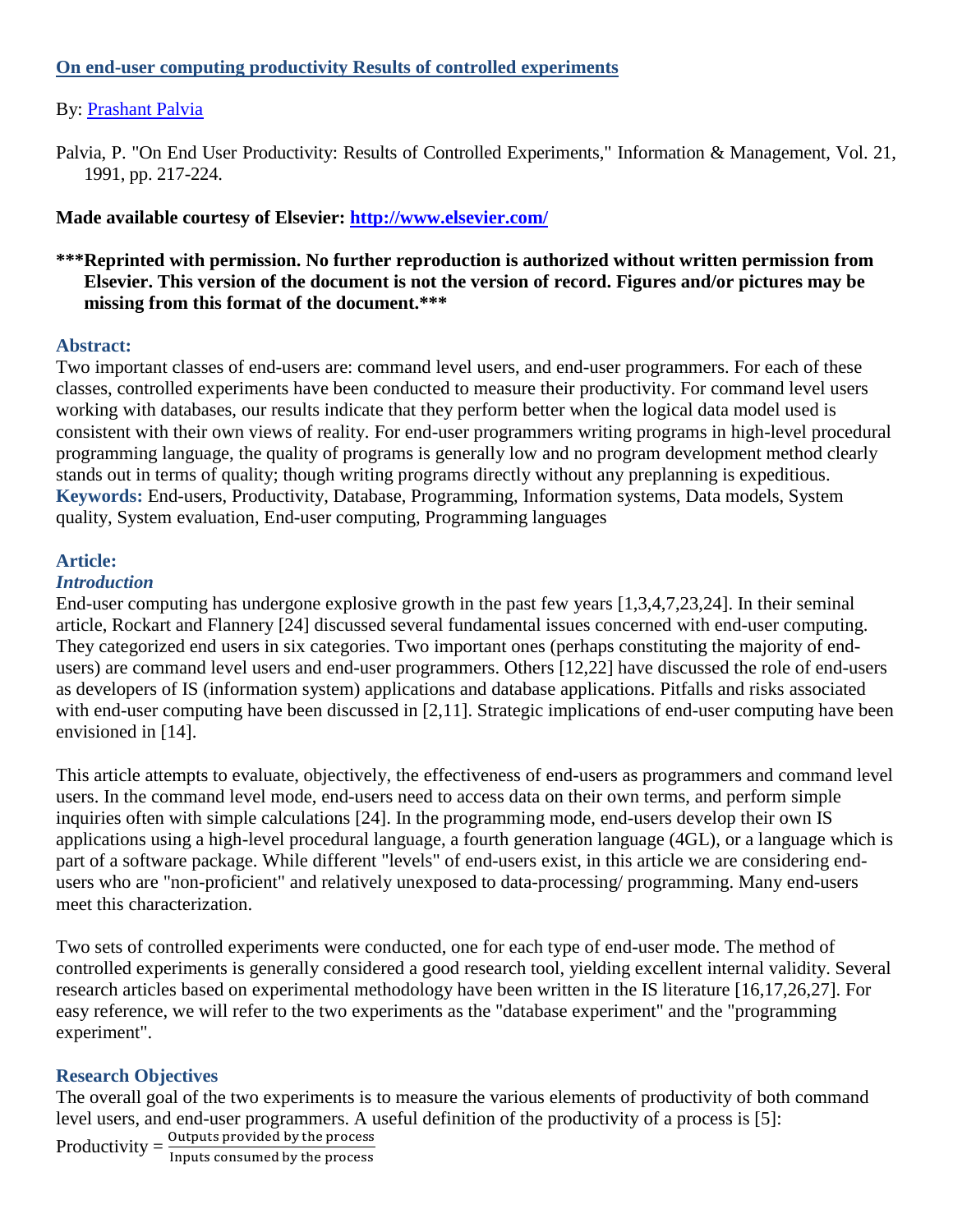## [On end-user computing productivity Results of controlled experiments](#)

By: [Prashant Palvia](#)

Palvia, P. "On End User Productivity: Results of Controlled Experiments," Information & Management, Vol. 21, 1991, pp. 217-224.

**Made available courtesy of Elsevier: [http://www.elsevier.com/](http://www.elsevier.com/)**

*****Reprinted with permission. No further reproduction is authorized without written permission from Elsevier. This version of the document is not the version of record. Figures and/or pictures may be missing from this format of the document.*****

### Abstract:

Two important classes of end-users are: command level users, and end-user programmers. For each of these classes, controlled experiments have been conducted to measure their productivity. For command level users working with databases, our results indicate that they perform better when the logical data model used is consistent with their own views of reality. For end-user programmers writing programs in high-level procedural programming language, the quality of programs is generally low and no program development method clearly stands out in terms of quality; though writing programs directly without any preplanning is expeditious.

**Keywords:** End-users, Productivity, Database, Programming, Information systems, Data models, System quality, System evaluation, End-user computing, Programming languages

### Article:

#### *Introduction*

End-user computing has undergone explosive growth in the past few years [1,3,4,7,23,24]. In their seminal article, Rockart and Flannery [24] discussed several fundamental issues concerned with end-user computing. They categorized end users in six categories. Two important ones (perhaps constituting the majority of end-users) are command level users and end-user programmers. Others [12,22] have discussed the role of end-users as developers of IS (information system) applications and database applications. Pitfalls and risks associated with end-user computing have been discussed in [2,11]. Strategic implications of end-user computing have been envisioned in [14].

This article attempts to evaluate, objectively, the effectiveness of end-users as programmers and command level users. In the command level mode, end-users need to access data on their own terms, and perform simple inquiries often with simple calculations [24]. In the programming mode, end-users develop their own IS applications using a high-level procedural language, a fourth generation language (4GL), or a language which is part of a software package. While different "levels" of end-users exist, in this article we are considering end-users who are "non-proficient" and relatively unexposed to data-processing/ programming. Many end-users meet this characterization.

Two sets of controlled experiments were conducted, one for each type of end-user mode. The method of controlled experiments is generally considered a good research tool, yielding excellent internal validity. Several research articles based on experimental methodology have been written in the IS literature [16,17,26,27]. For easy reference, we will refer to the two experiments as the "database experiment" and the "programming experiment".

### Research Objectives

The overall goal of the two experiments is to measure the various elements of productivity of both command level users, and end-user programmers. A useful definition of the productivity of a process is [5]:

$$\text{Productivity} = \frac{\text{Outputs provided by the process}}{\text{Inputs consumed by the process}}$$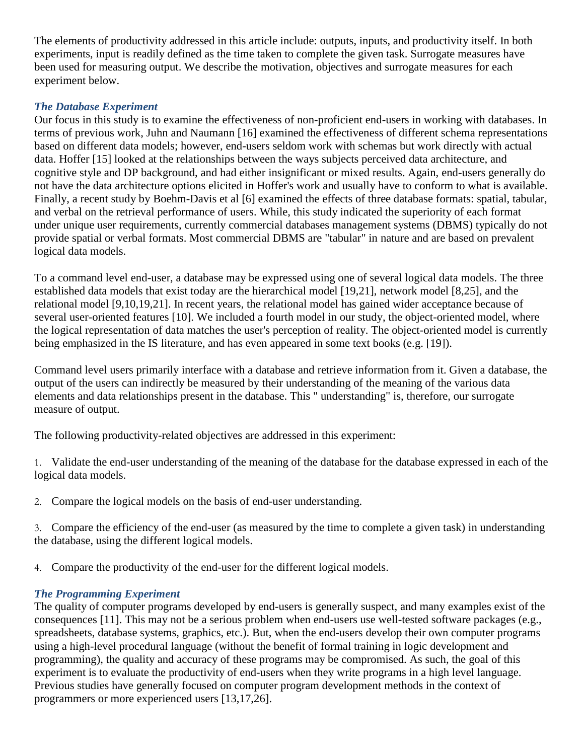The elements of productivity addressed in this article include: outputs, inputs, and productivity itself. In both experiments, input is readily defined as the time taken to complete the given task. Surrogate measures have been used for measuring output. We describe the motivation, objectives and surrogate measures for each experiment below.

### *The Database Experiment*

Our focus in this study is to examine the effectiveness of non-proficient end-users in working with databases. In terms of previous work, Juhn and Naumann [16] examined the effectiveness of different schema representations based on different data models; however, end-users seldom work with schemas but work directly with actual data. Hoffer [15] looked at the relationships between the ways subjects perceived data architecture, and cognitive style and DP background, and had either insignificant or mixed results. Again, end-users generally do not have the data architecture options elicited in Hoffer's work and usually have to conform to what is available. Finally, a recent study by Boehm-Davis et al [6] examined the effects of three database formats: spatial, tabular, and verbal on the retrieval performance of users. While, this study indicated the superiority of each format under unique user requirements, currently commercial databases management systems (DBMS) typically do not provide spatial or verbal formats. Most commercial DBMS are "tabular" in nature and are based on prevalent logical data models.

To a command level end-user, a database may be expressed using one of several logical data models. The three established data models that exist today are the hierarchical model [19,21], network model [8,25], and the relational model [9,10,19,21]. In recent years, the relational model has gained wider acceptance because of several user-oriented features [10]. We included a fourth model in our study, the object-oriented model, where the logical representation of data matches the user's perception of reality. The object-oriented model is currently being emphasized in the IS literature, and has even appeared in some text books (e.g. [19]).

Command level users primarily interface with a database and retrieve information from it. Given a database, the output of the users can indirectly be measured by their understanding of the meaning of the various data elements and data relationships present in the database. This " understanding" is, therefore, our surrogate measure of output.

The following productivity-related objectives are addressed in this experiment:

1. Validate the end-user understanding of the meaning of the database for the database expressed in each of the logical data models.

2. Compare the logical models on the basis of end-user understanding.

3. Compare the efficiency of the end-user (as measured by the time to complete a given task) in understanding the database, using the different logical models.

4. Compare the productivity of the end-user for the different logical models.

### *The Programming Experiment*

The quality of computer programs developed by end-users is generally suspect, and many examples exist of the consequences [11]. This may not be a serious problem when end-users use well-tested software packages (e.g., spreadsheets, database systems, graphics, etc.). But, when the end-users develop their own computer programs using a high-level procedural language (without the benefit of formal training in logic development and programming), the quality and accuracy of these programs may be compromised. As such, the goal of this experiment is to evaluate the productivity of end-users when they write programs in a high level language. Previous studies have generally focused on computer program development methods in the context of programmers or more experienced users [13,17,26].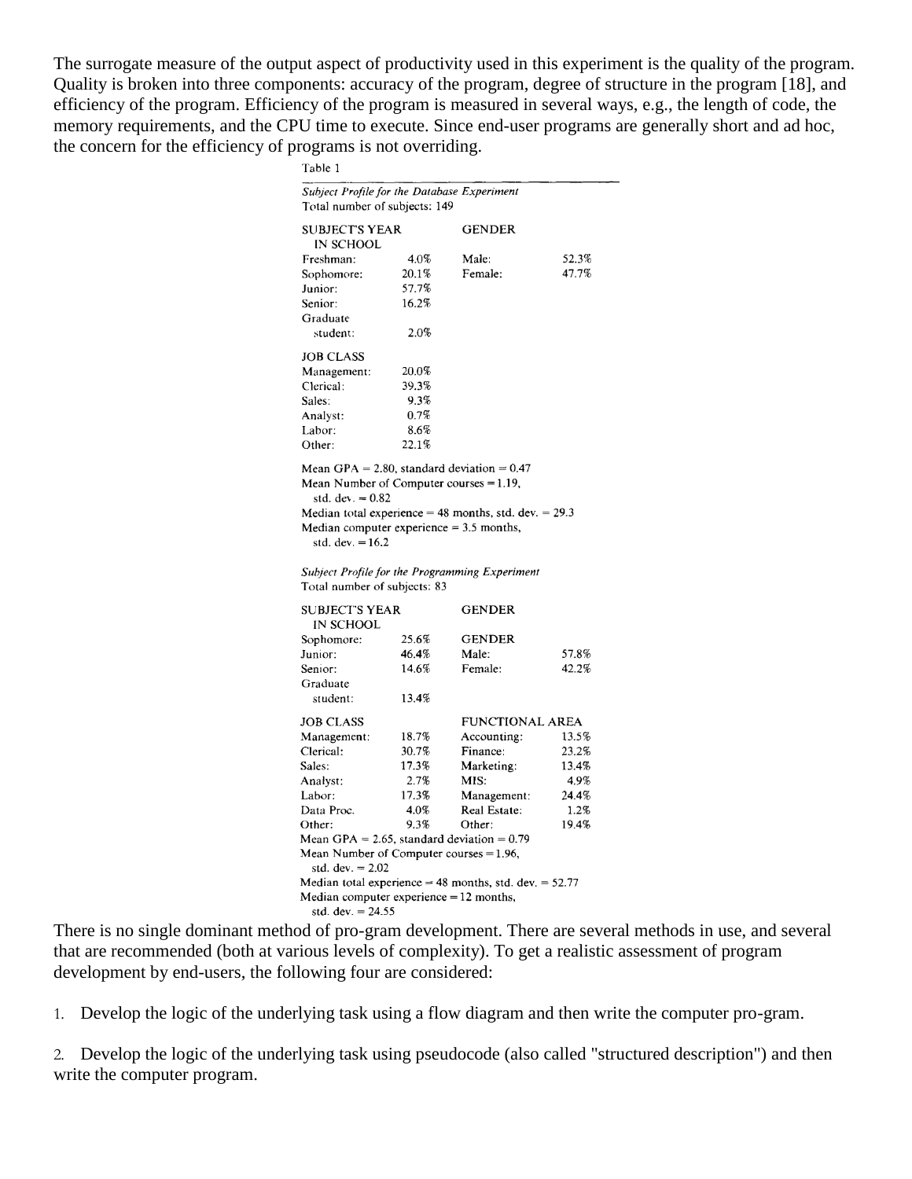The surrogate measure of the output aspect of productivity used in this experiment is the quality of the program. Quality is broken into three components: accuracy of the program, degree of structure in the program [18], and efficiency of the program. Efficiency of the program is measured in several ways, e.g., the length of code, the memory requirements, and the CPU time to execute. Since end-user programs are generally short and ad hoc, the concern for the efficiency of programs is not overriding.

Table 1

*Subject Profile for the Database Experiment*

Total number of subjects: 149

| SUBJECT'S YEAR IN SCHOOL | | GENDER | |
|---|---|---|---|
| Freshman: | 4.0% | Male: | 52.3% |
| Sophomore: | 20.1% | Female: | 47.7% |
| Junior: | 57.7% | | |
| Senior: | 16.2% | | |
| Graduate student: | 2.0% | | |

| JOB CLASS | |
|---|---|
| Management: | 20.0% |
| Clerical: | 39.3% |
| Sales: | 9.3% |
| Analyst: | 0.7% |
| Labor: | 8.6% |
| Other: | 22.1% |

Mean GPA = 2.80, standard deviation = 0.47
Mean Number of Computer courses = 1.19, std. dev. = 0.82
Median total experience = 48 months, std. dev. = 29.3
Median computer experience = 3.5 months, std. dev. = 16.2

*Subject Profile for the Programming Experiment*

Total number of subjects: 83

| SUBJECT'S YEAR IN SCHOOL | | GENDER | |
|---|---|---|---|
| | | GENDER | |
| Sophomore: | 25.6% | | |
| Junior: | 46.4% | Male: | 57.8% |
| Senior: | 14.6% | Female: | 42.2% |
| Graduate student: | 13.4% | | |

| JOB CLASS | | FUNCTIONAL AREA | |
|---|---|---|---|
| Management: | 18.7% | Accounting: | 13.5% |
| Clerical: | 30.7% | Finance: | 23.2% |
| Sales: | 17.3% | Marketing: | 13.4% |
| Analyst: | 2.7% | MIS: | 4.9% |
| Labor: | 17.3% | Management: | 24.4% |
| Data Proc. | 4.0% | Real Estate: | 1.2% |
| Other: | 9.3% | Other: | 19.4% |

Mean GPA = 2.65, standard deviation = 0.79
Mean Number of Computer courses = 1.96, std. dev. = 2.02
Median total experience = 48 months, std. dev. = 52.77
Median computer experience = 12 months, std. dev. = 24.55

There is no single dominant method of pro-gram development. There are several methods in use, and several that are recommended (both at various levels of complexity). To get a realistic assessment of program development by end-users, the following four are considered:

1. Develop the logic of the underlying task using a flow diagram and then write the computer pro-gram.

2. Develop the logic of the underlying task using pseudocode (also called "structured description") and then write the computer program.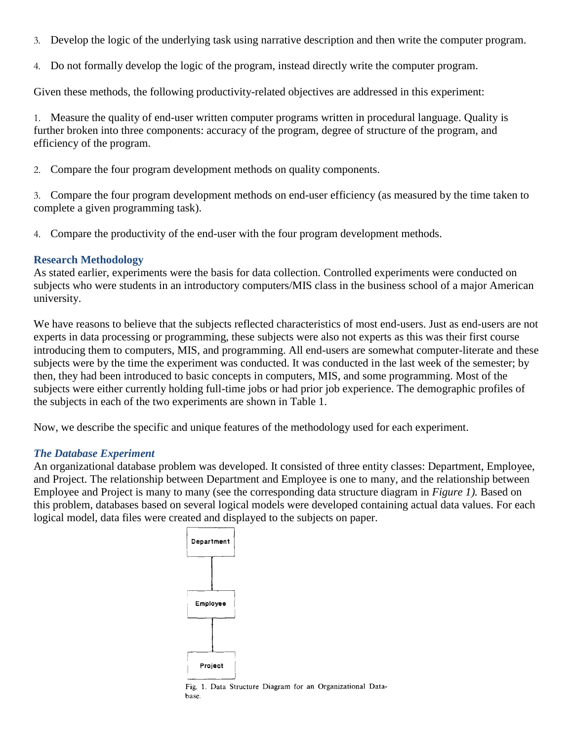3. Develop the logic of the underlying task using narrative description and then write the computer program.

4. Do not formally develop the logic of the program, instead directly write the computer program.

Given these methods, the following productivity-related objectives are addressed in this experiment:

1. Measure the quality of end-user written computer programs written in procedural language. Quality is further broken into three components: accuracy of the program, degree of structure of the program, and efficiency of the program.

2. Compare the four program development methods on quality components.

3. Compare the four program development methods on end-user efficiency (as measured by the time taken to complete a given programming task).

4. Compare the productivity of the end-user with the four program development methods.

### Research Methodology

As stated earlier, experiments were the basis for data collection. Controlled experiments were conducted on subjects who were students in an introductory computers/MIS class in the business school of a major American university.

We have reasons to believe that the subjects reflected characteristics of most end-users. Just as end-users are not experts in data processing or programming, these subjects were also not experts as this was their first course introducing them to computers, MIS, and programming. All end-users are somewhat computer-literate and these subjects were by the time the experiment was conducted. It was conducted in the last week of the semester; by then, they had been introduced to basic concepts in computers, MIS, and some programming. Most of the subjects were either currently holding full-time jobs or had prior job experience. The demographic profiles of the subjects in each of the two experiments are shown in Table 1.

Now, we describe the specific and unique features of the methodology used for each experiment.

#### *The Database Experiment*

An organizational database problem was developed. It consisted of three entity classes: Department, Employee, and Project. The relationship between Department and Employee is one to many, and the relationship between Employee and Project is many to many (see the corresponding data structure diagram in *Figure 1).* Based on this problem, databases based on several logical models were developed containing actual data values. For each logical model, data files were created and displayed to the subjects on paper.

Department

Employee

Project

Fig. 1. Data Structure Diagram for an Organizational Database.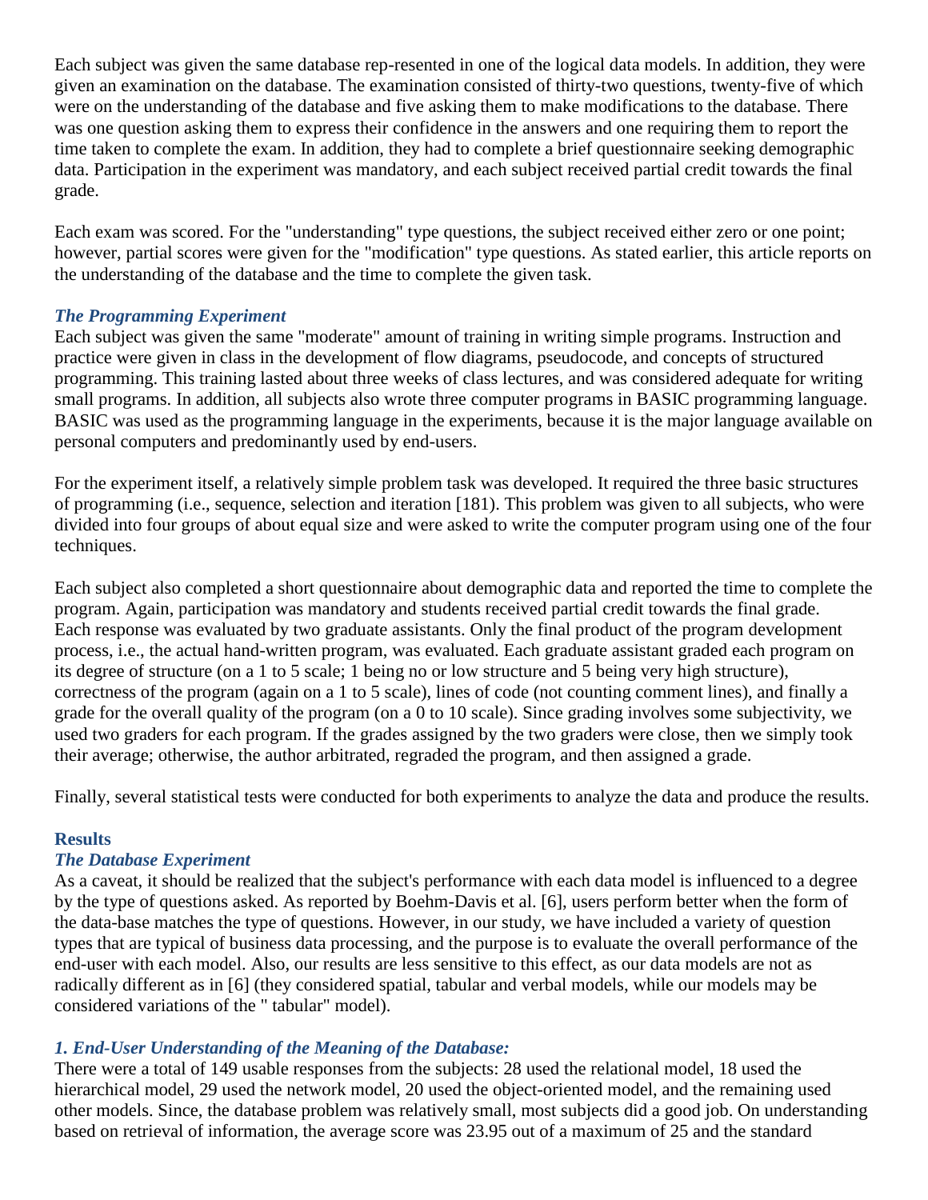Each subject was given the same database rep-resented in one of the logical data models. In addition, they were given an examination on the database. The examination consisted of thirty-two questions, twenty-five of which were on the understanding of the database and five asking them to make modifications to the database. There was one question asking them to express their confidence in the answers and one requiring them to report the time taken to complete the exam. In addition, they had to complete a brief questionnaire seeking demographic data. Participation in the experiment was mandatory, and each subject received partial credit towards the final grade.

Each exam was scored. For the "understanding" type questions, the subject received either zero or one point; however, partial scores were given for the "modification" type questions. As stated earlier, this article reports on the understanding of the database and the time to complete the given task.

### *The Programming Experiment*

Each subject was given the same "moderate" amount of training in writing simple programs. Instruction and practice were given in class in the development of flow diagrams, pseudocode, and concepts of structured programming. This training lasted about three weeks of class lectures, and was considered adequate for writing small programs. In addition, all subjects also wrote three computer programs in BASIC programming language. BASIC was used as the programming language in the experiments, because it is the major language available on personal computers and predominantly used by end-users.

For the experiment itself, a relatively simple problem task was developed. It required the three basic structures of programming (i.e., sequence, selection and iteration [181). This problem was given to all subjects, who were divided into four groups of about equal size and were asked to write the computer program using one of the four techniques.

Each subject also completed a short questionnaire about demographic data and reported the time to complete the program. Again, participation was mandatory and students received partial credit towards the final grade. Each response was evaluated by two graduate assistants. Only the final product of the program development process, i.e., the actual hand-written program, was evaluated. Each graduate assistant graded each program on its degree of structure (on a 1 to 5 scale; 1 being no or low structure and 5 being very high structure), correctness of the program (again on a 1 to 5 scale), lines of code (not counting comment lines), and finally a grade for the overall quality of the program (on a 0 to 10 scale). Since grading involves some subjectivity, we used two graders for each program. If the grades assigned by the two graders were close, then we simply took their average; otherwise, the author arbitrated, regraded the program, and then assigned a grade.

Finally, several statistical tests were conducted for both experiments to analyze the data and produce the results.

## Results

### *The Database Experiment*

As a caveat, it should be realized that the subject's performance with each data model is influenced to a degree by the type of questions asked. As reported by Boehm-Davis et al. [6], users perform better when the form of the data-base matches the type of questions. However, in our study, we have included a variety of question types that are typical of business data processing, and the purpose is to evaluate the overall performance of the end-user with each model. Also, our results are less sensitive to this effect, as our data models are not as radically different as in [6] (they considered spatial, tabular and verbal models, while our models may be considered variations of the " tabular" model).

#### *1. End-User Understanding of the Meaning of the Database:*

There were a total of 149 usable responses from the subjects: 28 used the relational model, 18 used the hierarchical model, 29 used the network model, 20 used the object-oriented model, and the remaining used other models. Since, the database problem was relatively small, most subjects did a good job. On understanding based on retrieval of information, the average score was 23.95 out of a maximum of 25 and the standard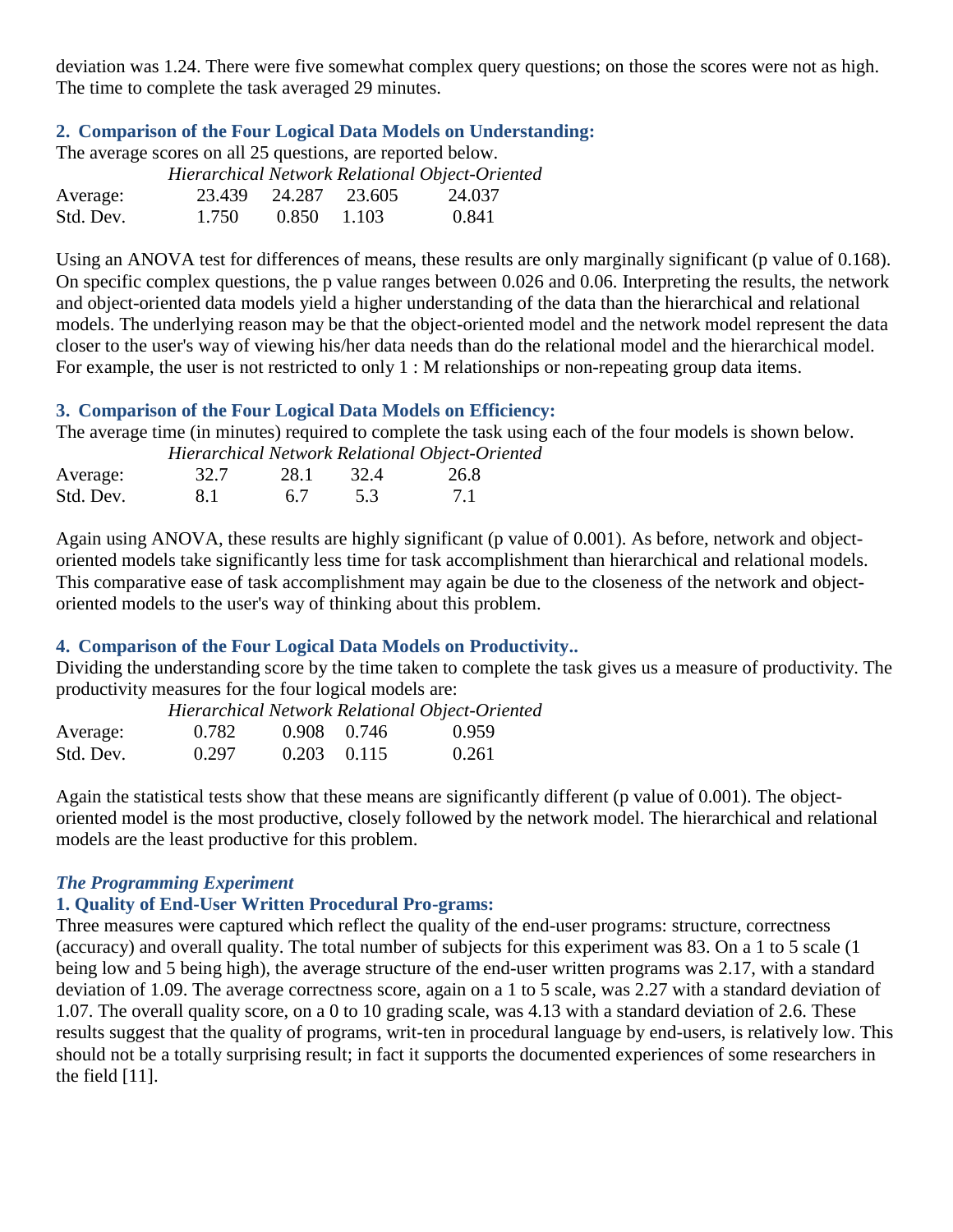deviation was 1.24. There were five somewhat complex query questions; on those the scores were not as high. The time to complete the task averaged 29 minutes.

### 2. Comparison of the Four Logical Data Models on Understanding:

The average scores on all 25 questions, are reported below.

| | *Hierarchical* | *Network* | *Relational* | *Object-Oriented* |
|---|---|---|---|---|
| Average: | 23.439 | 24.287 | 23.605 | 24.037 |
| Std. Dev. | 1.750 | 0.850 | 1.103 | 0.841 |

Using an ANOVA test for differences of means, these results are only marginally significant (p value of 0.168). On specific complex questions, the p value ranges between 0.026 and 0.06. Interpreting the results, the network and object-oriented data models yield a higher understanding of the data than the hierarchical and relational models. The underlying reason may be that the object-oriented model and the network model represent the data closer to the user's way of viewing his/her data needs than do the relational model and the hierarchical model. For example, the user is not restricted to only 1 : M relationships or non-repeating group data items.

### 3. Comparison of the Four Logical Data Models on Efficiency:

The average time (in minutes) required to complete the task using each of the four models is shown below.

| | *Hierarchical* | *Network* | *Relational* | *Object-Oriented* |
|---|---|---|---|---|
| Average: | 32.7 | 28.1 | 32.4 | 26.8 |
| Std. Dev. | 8.1 | 6.7 | 5.3 | 7.1 |

Again using ANOVA, these results are highly significant (p value of 0.001). As before, network and object-oriented models take significantly less time for task accomplishment than hierarchical and relational models. This comparative ease of task accomplishment may again be due to the closeness of the network and object-oriented models to the user's way of thinking about this problem.

### 4. Comparison of the Four Logical Data Models on Productivity..

Dividing the understanding score by the time taken to complete the task gives us a measure of productivity. The productivity measures for the four logical models are:

| | *Hierarchical* | *Network* | *Relational* | *Object-Oriented* |
|---|---|---|---|---|
| Average: | 0.782 | 0.908 | 0.746 | 0.959 |
| Std. Dev. | 0.297 | 0.203 | 0.115 | 0.261 |

Again the statistical tests show that these means are significantly different (p value of 0.001). The object-oriented model is the most productive, closely followed by the network model. The hierarchical and relational models are the least productive for this problem.

### *The Programming Experiment*

### 1. Quality of End-User Written Procedural Pro-grams:

Three measures were captured which reflect the quality of the end-user programs: structure, correctness (accuracy) and overall quality. The total number of subjects for this experiment was 83. On a 1 to 5 scale (1 being low and 5 being high), the average structure of the end-user written programs was 2.17, with a standard deviation of 1.09. The average correctness score, again on a 1 to 5 scale, was 2.27 with a standard deviation of 1.07. The overall quality score, on a 0 to 10 grading scale, was 4.13 with a standard deviation of 2.6. These results suggest that the quality of programs, writ-ten in procedural language by end-users, is relatively low. This should not be a totally surprising result; in fact it supports the documented experiences of some researchers in the field [11].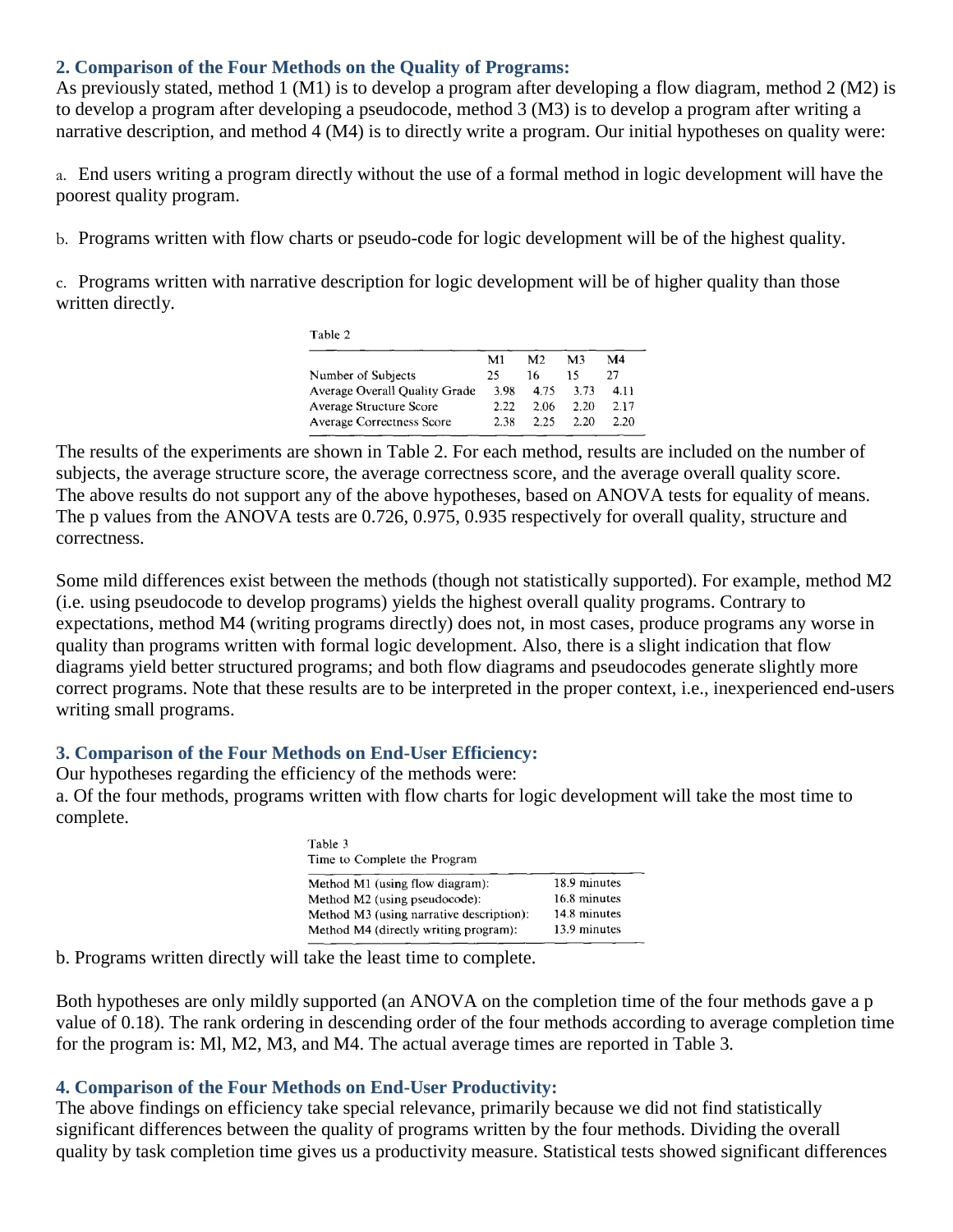### 2. Comparison of the Four Methods on the Quality of Programs:

As previously stated, method 1 (M1) is to develop a program after developing a flow diagram, method 2 (M2) is to develop a program after developing a pseudocode, method 3 (M3) is to develop a program after writing a narrative description, and method 4 (M4) is to directly write a program. Our initial hypotheses on quality were:

a. End users writing a program directly without the use of a formal method in logic development will have the poorest quality program.

b. Programs written with flow charts or pseudo-code for logic development will be of the highest quality.

c. Programs written with narrative description for logic development will be of higher quality than those written directly.

Table 2

| | M1 | M2 | M3 | M4 |
|---|---|---|---|---|
| Number of Subjects | 25 | 16 | 15 | 27 |
| Average Overall Quality Grade | 3.98 | 4.75 | 3.73 | 4.11 |
| Average Structure Score | 2.22 | 2.06 | 2.20 | 2.17 |
| Average Correctness Score | 2.38 | 2.25 | 2.20 | 2.20 |

The results of the experiments are shown in Table 2. For each method, results are included on the number of subjects, the average structure score, the average correctness score, and the average overall quality score. The above results do not support any of the above hypotheses, based on ANOVA tests for equality of means. The p values from the ANOVA tests are 0.726, 0.975, 0.935 respectively for overall quality, structure and correctness.

Some mild differences exist between the methods (though not statistically supported). For example, method M2 (i.e. using pseudocode to develop programs) yields the highest overall quality programs. Contrary to expectations, method M4 (writing programs directly) does not, in most cases, produce programs any worse in quality than programs written with formal logic development. Also, there is a slight indication that flow diagrams yield better structured programs; and both flow diagrams and pseudocodes generate slightly more correct programs. Note that these results are to be interpreted in the proper context, i.e., inexperienced end-users writing small programs.

### 3. Comparison of the Four Methods on End-User Efficiency:

Our hypotheses regarding the efficiency of the methods were:

a. Of the four methods, programs written with flow charts for logic development will take the most time to complete.

Table 3
Time to Complete the Program

| | |
|---|---|
| Method M1 (using flow diagram): | 18.9 minutes |
| Method M2 (using pseudocode): | 16.8 minutes |
| Method M3 (using narrative description): | 14.8 minutes |
| Method M4 (directly writing program): | 13.9 minutes |

b. Programs written directly will take the least time to complete.

Both hypotheses are only mildly supported (an ANOVA on the completion time of the four methods gave a p value of 0.18). The rank ordering in descending order of the four methods according to average completion time for the program is: Ml, M2, M3, and M4. The actual average times are reported in Table 3.

### 4. Comparison of the Four Methods on End-User Productivity:

The above findings on efficiency take special relevance, primarily because we did not find statistically significant differences between the quality of programs written by the four methods. Dividing the overall quality by task completion time gives us a productivity measure. Statistical tests showed significant differences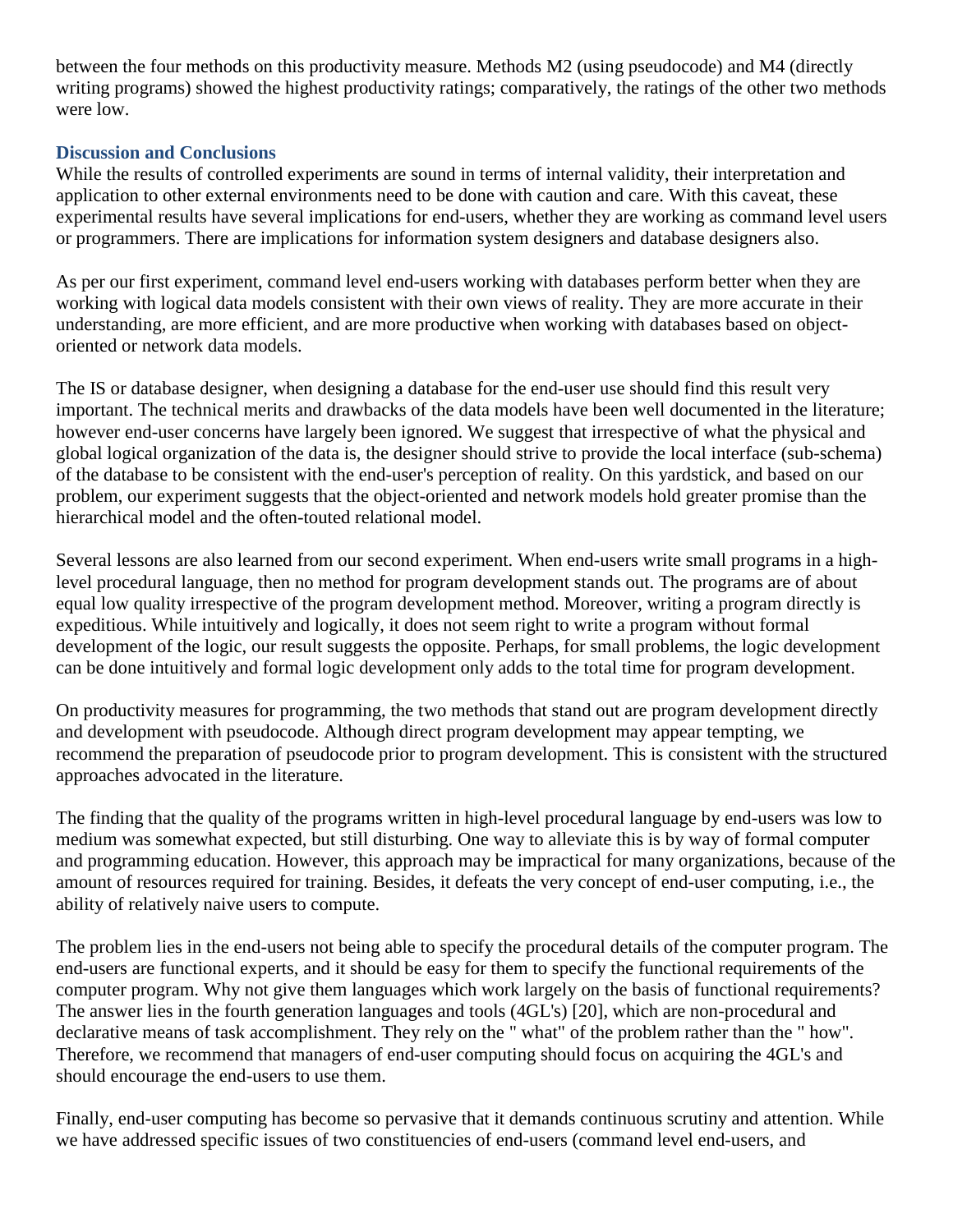between the four methods on this productivity measure. Methods M2 (using pseudocode) and M4 (directly writing programs) showed the highest productivity ratings; comparatively, the ratings of the other two methods were low.

### Discussion and Conclusions

While the results of controlled experiments are sound in terms of internal validity, their interpretation and application to other external environments need to be done with caution and care. With this caveat, these experimental results have several implications for end-users, whether they are working as command level users or programmers. There are implications for information system designers and database designers also.

As per our first experiment, command level end-users working with databases perform better when they are working with logical data models consistent with their own views of reality. They are more accurate in their understanding, are more efficient, and are more productive when working with databases based on object-oriented or network data models.

The IS or database designer, when designing a database for the end-user use should find this result very important. The technical merits and drawbacks of the data models have been well documented in the literature; however end-user concerns have largely been ignored. We suggest that irrespective of what the physical and global logical organization of the data is, the designer should strive to provide the local interface (sub-schema) of the database to be consistent with the end-user's perception of reality. On this yardstick, and based on our problem, our experiment suggests that the object-oriented and network models hold greater promise than the hierarchical model and the often-touted relational model.

Several lessons are also learned from our second experiment. When end-users write small programs in a high-level procedural language, then no method for program development stands out. The programs are of about equal low quality irrespective of the program development method. Moreover, writing a program directly is expeditious. While intuitively and logically, it does not seem right to write a program without formal development of the logic, our result suggests the opposite. Perhaps, for small problems, the logic development can be done intuitively and formal logic development only adds to the total time for program development.

On productivity measures for programming, the two methods that stand out are program development directly and development with pseudocode. Although direct program development may appear tempting, we recommend the preparation of pseudocode prior to program development. This is consistent with the structured approaches advocated in the literature.

The finding that the quality of the programs written in high-level procedural language by end-users was low to medium was somewhat expected, but still disturbing. One way to alleviate this is by way of formal computer and programming education. However, this approach may be impractical for many organizations, because of the amount of resources required for training. Besides, it defeats the very concept of end-user computing, i.e., the ability of relatively naive users to compute.

The problem lies in the end-users not being able to specify the procedural details of the computer program. The end-users are functional experts, and it should be easy for them to specify the functional requirements of the computer program. Why not give them languages which work largely on the basis of functional requirements? The answer lies in the fourth generation languages and tools (4GL's) [20], which are non-procedural and declarative means of task accomplishment. They rely on the " what" of the problem rather than the " how". Therefore, we recommend that managers of end-user computing should focus on acquiring the 4GL's and should encourage the end-users to use them.

Finally, end-user computing has become so pervasive that it demands continuous scrutiny and attention. While we have addressed specific issues of two constituencies of end-users (command level end-users, and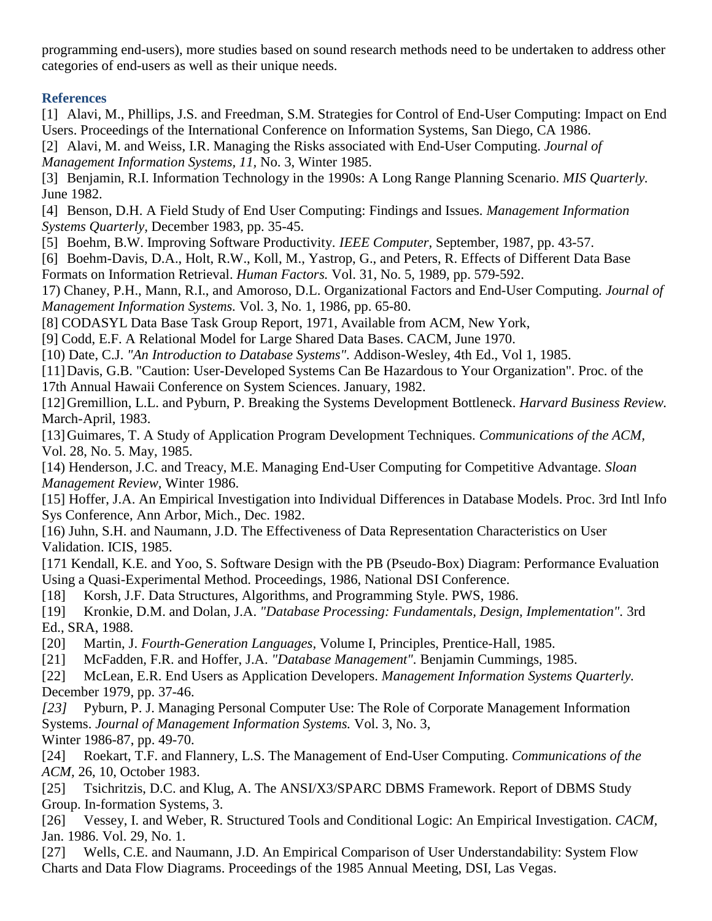programming end-users), more studies based on sound research methods need to be undertaken to address other categories of end-users as well as their unique needs.

## References

[1] Alavi, M., Phillips, J.S. and Freedman, S.M. Strategies for Control of End-User Computing: Impact on End Users. Proceedings of the International Conference on Information Systems, San Diego, CA 1986.

[2] Alavi, M. and Weiss, I.R. Managing the Risks associated with End-User Computing. *Journal of Management Information Systems, 11,* No. 3, Winter 1985.

[3] Benjamin, R.I. Information Technology in the 1990s: A Long Range Planning Scenario. *MIS Quarterly.* June 1982.

[4] Benson, D.H. A Field Study of End User Computing: Findings and Issues. *Management Information Systems Quarterly,* December 1983, pp. 35-45.

[5] Boehm, B.W. Improving Software Productivity. *IEEE Computer,* September, 1987, pp. 43-57.

[6] Boehm-Davis, D.A., Holt, R.W., Koll, M., Yastrop, G., and Peters, R. Effects of Different Data Base Formats on Information Retrieval. *Human Factors.* Vol. 31, No. 5, 1989, pp. 579-592.

17) Chaney, P.H., Mann, R.I., and Amoroso, D.L. Organizational Factors and End-User Computing. *Journal of Management Information Systems.* Vol. 3, No. 1, 1986, pp. 65-80.

[8] CODASYL Data Base Task Group Report, 1971, Available from ACM, New York,

[9] Codd, E.F. A Relational Model for Large Shared Data Bases. CACM, June 1970.

[10) Date, C.J. *"An Introduction to Database Systems".* Addison-Wesley, 4th Ed., Vol 1, 1985.

[11] Davis, G.B. "Caution: User-Developed Systems Can Be Hazardous to Your Organization". Proc. of the 17th Annual Hawaii Conference on System Sciences. January, 1982.

[12] Gremillion, L.L. and Pyburn, P. Breaking the Systems Development Bottleneck. *Harvard Business Review.* March-April, 1983.

[13] Guimares, T. A Study of Application Program Development Techniques. *Communications of the ACM,* Vol. 28, No. 5. May, 1985.

(14) Henderson, J.C. and Treacy, M.E. Managing End-User Computing for Competitive Advantage. *Sloan Management Review,* Winter 1986.

[15] Hoffer, J.A. An Empirical Investigation into Individual Differences in Database Models. Proc. 3rd Intl Info Sys Conference, Ann Arbor, Mich., Dec. 1982.

[16) Juhn, S.H. and Naumann, J.D. The Effectiveness of Data Representation Characteristics on User Validation. ICIS, 1985.

[171 Kendall, K.E. and Yoo, S. Software Design with the PB (Pseudo-Box) Diagram: Performance Evaluation Using a Quasi-Experimental Method. Proceedings, 1986, National DSI Conference.

[18] Korsh, J.F. Data Structures, Algorithms, and Programming Style. PWS, 1986.

[19] Kronkie, D.M. and Dolan, J.A. *"Database Processing: Fundamentals, Design, Implementation".* 3rd Ed., SRA, 1988.

[20] Martin, J. *Fourth-Generation Languages,* Volume I, Principles, Prentice-Hall, 1985.

[21] McFadden, F.R. and Hoffer, J.A. *"Database Management".* Benjamin Cummings, 1985.

[22] McLean, E.R. End Users as Application Developers. *Management Information Systems Quarterly.* December 1979, pp. 37-46.

*[23]* Pyburn, P. J. Managing Personal Computer Use: The Role of Corporate Management Information Systems. *Journal of Management Information Systems.* Vol. 3, No. 3, Winter 1986-87, pp. 49-70.

[24] Roekart, T.F. and Flannery, L.S. The Management of End-User Computing. *Communications of the ACM,* 26, 10, October 1983.

[25] Tsichritzis, D.C. and Klug, A. The ANSI/X3/SPARC DBMS Framework. Report of DBMS Study Group. In-formation Systems, 3.

[26] Vessey, I. and Weber, R. Structured Tools and Conditional Logic: An Empirical Investigation. *CACM,* Jan. 1986. Vol. 29, No. 1.

[27] Wells, C.E. and Naumann, J.D. An Empirical Comparison of User Understandability: System Flow Charts and Data Flow Diagrams. Proceedings of the 1985 Annual Meeting, DSI, Las Vegas.